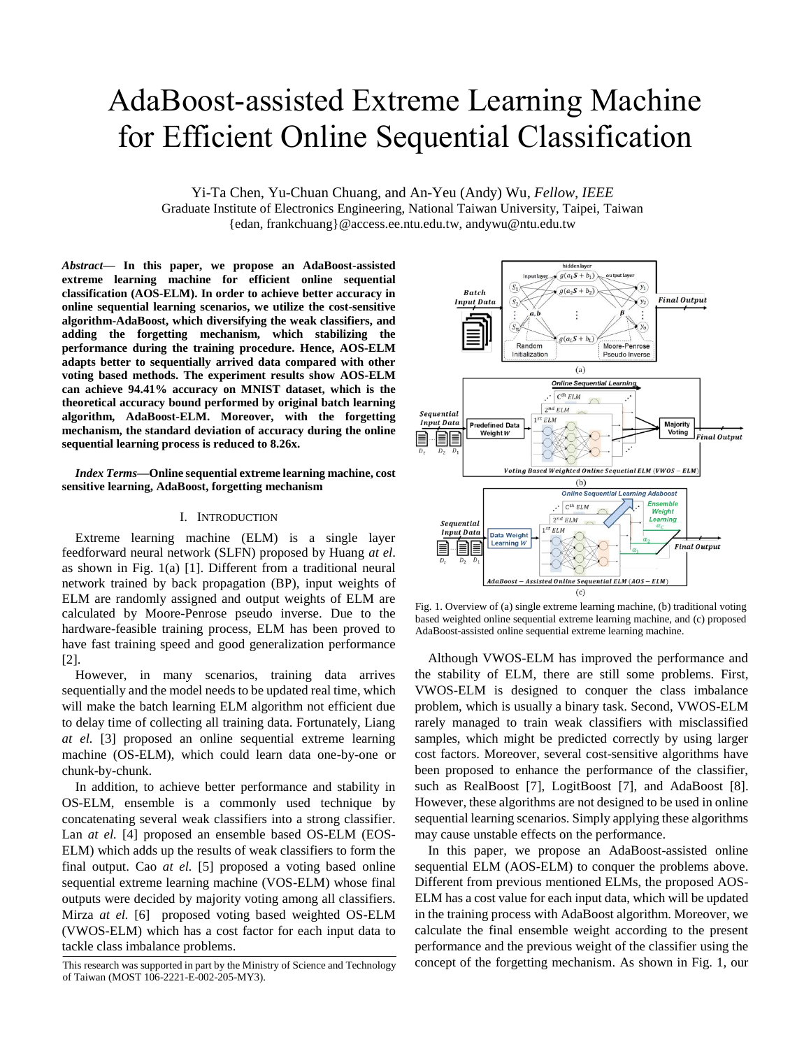# AdaBoost-assisted Extreme Learning Machine for Efficient Online Sequential Classification

Yi-Ta Chen, Yu-Chuan Chuang, and An-Yeu (Andy) Wu, *Fellow, IEEE*
Graduate Institute of Electronics Engineering, National Taiwan University, Taipei, Taiwan
{edan, frankchuang}@access.ee.ntu.edu.tw, andywu@ntu.edu.tw

***Abstract*— In this paper, we propose an AdaBoost-assisted extreme learning machine for efficient online sequential classification (AOS-ELM). In order to achieve better accuracy in online sequential learning scenarios, we utilize the cost-sensitive algorithm-AdaBoost, which diversifying the weak classifiers, and adding the forgetting mechanism, which stabilizing the performance during the training procedure. Hence, AOS-ELM adapts better to sequentially arrived data compared with other voting based methods. The experiment results show AOS-ELM can achieve 94.41% accuracy on MNIST dataset, which is the theoretical accuracy bound performed by original batch learning algorithm, AdaBoost-ELM. Moreover, with the forgetting mechanism, the standard deviation of accuracy during the online sequential learning process is reduced to 8.26x.**

***Index Terms*—Online sequential extreme learning machine, cost sensitive learning, AdaBoost, forgetting mechanism**

## I. Introduction

Extreme learning machine (ELM) is a single layer feedforward neural network (SLFN) proposed by Huang *at el.* as shown in Fig. 1(a) [1]. Different from a traditional neural network trained by back propagation (BP), input weights of ELM are randomly assigned and output weights of ELM are calculated by Moore-Penrose pseudo inverse. Due to the hardware-feasible training process, ELM has been proved to have fast training speed and good generalization performance [2].

However, in many scenarios, training data arrives sequentially and the model needs to be updated real time, which will make the batch learning ELM algorithm not efficient due to delay time of collecting all training data. Fortunately, Liang *at el.* [3] proposed an online sequential extreme learning machine (OS-ELM), which could learn data one-by-one or chunk-by-chunk.

In addition, to achieve better performance and stability in OS-ELM, ensemble is a commonly used technique by concatenating several weak classifiers into a strong classifier. Lan *at el.* [4] proposed an ensemble based OS-ELM (EOS-ELM) which adds up the results of weak classifiers to form the final output. Cao *at el.* [5] proposed a voting based online sequential extreme learning machine (VOS-ELM) whose final outputs were decided by majority voting among all classifiers. Mirza *at el.* [6] proposed voting based weighted OS-ELM (VWOS-ELM) which has a cost factor for each input data to tackle class imbalance problems.

This research was supported in part by the Ministry of Science and Technology of Taiwan (MOST 106-2221-E-002-205-MY3).

Fig. 1. Overview of (a) single extreme learning machine, (b) traditional voting based weighted online sequential extreme learning machine, and (c) proposed AdaBoost-assisted online sequential extreme learning machine.

Although VWOS-ELM has improved the performance and the stability of ELM, there are still some problems. First, VWOS-ELM is designed to conquer the class imbalance problem, which is usually a binary task. Second, VWOS-ELM rarely managed to train weak classifiers with misclassified samples, which might be predicted correctly by using larger cost factors. Moreover, several cost-sensitive algorithms have been proposed to enhance the performance of the classifier, such as RealBoost [7], LogitBoost [7], and AdaBoost [8]. However, these algorithms are not designed to be used in online sequential learning scenarios. Simply applying these algorithms may cause unstable effects on the performance.

In this paper, we propose an AdaBoost-assisted online sequential ELM (AOS-ELM) to conquer the problems above. Different from previous mentioned ELMs, the proposed AOS-ELM has a cost value for each input data, which will be updated in the training process with AdaBoost algorithm. Moreover, we calculate the final ensemble weight according to the present performance and the previous weight of the classifier using the concept of the forgetting mechanism. As shown in Fig. 1, our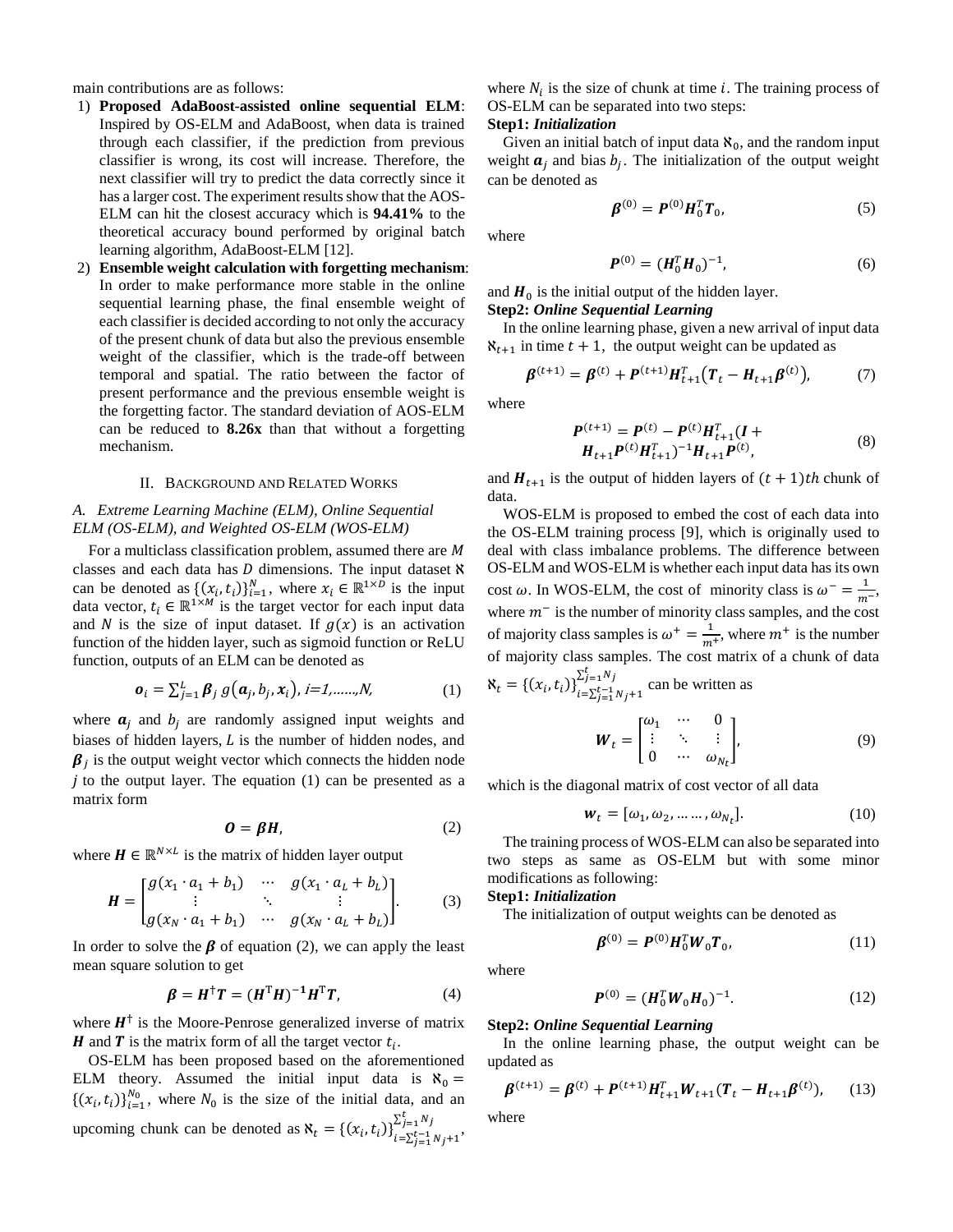main contributions are as follows:

1) **Proposed AdaBoost-assisted online sequential ELM**: Inspired by OS-ELM and AdaBoost, when data is trained through each classifier, if the prediction from previous classifier is wrong, its cost will increase. Therefore, the next classifier will try to predict the data correctly since it has a larger cost. The experiment results show that the AOS-ELM can hit the closest accuracy which is **94.41%** to the theoretical accuracy bound performed by original batch learning algorithm, AdaBoost-ELM [12].
2) **Ensemble weight calculation with forgetting mechanism**: In order to make performance more stable in the online sequential learning phase, the final ensemble weight of each classifier is decided according to not only the accuracy of the present chunk of data but also the previous ensemble weight of the classifier, which is the trade-off between temporal and spatial. The ratio between the factor of present performance and the previous ensemble weight is the forgetting factor. The standard deviation of AOS-ELM can be reduced to **8.26x** than that without a forgetting mechanism.

## II. Background and Related Works

### A. Extreme Learning Machine (ELM), Online Sequential ELM (OS-ELM), and Weighted OS-ELM (WOS-ELM)

For a multiclass classification problem, assumed there are $M$ classes and each data has $D$ dimensions. The input dataset $\aleph$ can be denoted as $\{(x_i, t_i)\}_{i=1}^{N}$, where $x_i \in \mathbb{R}^{1\times D}$ is the input data vector, $t_i \in \mathbb{R}^{1\times M}$ is the target vector for each input data and $N$ is the size of input dataset. If $g(x)$ is an activation function of the hidden layer, such as sigmoid function or ReLU function, outputs of an ELM can be denoted as

$$\boldsymbol{o}_i = \sum_{j=1}^{L} \boldsymbol{\beta}_j \, g(\boldsymbol{a}_j, b_j, \boldsymbol{x}_i),\ i=1,\ldots\ldots,N, \tag{1}$$

where $\boldsymbol{a}_j$ and $b_j$ are randomly assigned input weights and biases of hidden layers, $L$ is the number of hidden nodes, and $\boldsymbol{\beta}_j$ is the output weight vector which connects the hidden node $j$ to the output layer. The equation (1) can be presented as a matrix form

$$\boldsymbol{O} = \boldsymbol{\beta}\boldsymbol{H}, \tag{2}$$

where $\boldsymbol{H} \in \mathbb{R}^{N\times L}$ is the matrix of hidden layer output

$$\boldsymbol{H} = \begin{bmatrix} g(x_1 \cdot a_1 + b_1) & \cdots & g(x_1 \cdot a_L + b_L) \\ \vdots & \ddots & \vdots \\ g(x_N \cdot a_1 + b_1) & \cdots & g(x_N \cdot a_L + b_L) \end{bmatrix}. \tag{3}$$

In order to solve the $\boldsymbol{\beta}$ of equation (2), we can apply the least mean square solution to get

$$\boldsymbol{\beta} = \boldsymbol{H}^{\dagger}\boldsymbol{T} = (\boldsymbol{H}^{\mathrm{T}}\boldsymbol{H})^{-1}\boldsymbol{H}^{\mathrm{T}}\boldsymbol{T}, \tag{4}$$

where $\boldsymbol{H}^{\dagger}$ is the Moore-Penrose generalized inverse of matrix $\boldsymbol{H}$ and $\boldsymbol{T}$ is the matrix form of all the target vector $t_i$.

OS-ELM has been proposed based on the aforementioned ELM theory. Assumed the initial input data is $\aleph_0 = \{(x_i, t_i)\}_{i=1}^{N_0}$, where $N_0$ is the size of the initial data, and an upcoming chunk can be denoted as $\aleph_t = \{(x_i, t_i)\}_{i=\sum_{j=1}^{t-1} N_j + 1}^{\sum_{j=1}^{t} N_j}$, where $N_i$ is the size of chunk at time $i$. The training process of OS-ELM can be separated into two steps:

**Step1: *Initialization***

Given an initial batch of input data $\aleph_0$, and the random input weight $\boldsymbol{a}_j$ and bias $b_j$. The initialization of the output weight can be denoted as

$$\boldsymbol{\beta}^{(0)} = \boldsymbol{P}^{(0)}\boldsymbol{H}_0^T\boldsymbol{T}_0, \tag{5}$$

where

$$\boldsymbol{P}^{(0)} = (\boldsymbol{H}_0^T\boldsymbol{H}_0)^{-1}, \tag{6}$$

and $\boldsymbol{H}_0$ is the initial output of the hidden layer.

**Step2: *Online Sequential Learning***

In the online learning phase, given a new arrival of input data $\aleph_{t+1}$ in time $t+1$, the output weight can be updated as

$$\boldsymbol{\beta}^{(t+1)} = \boldsymbol{\beta}^{(t)} + \boldsymbol{P}^{(t+1)}\boldsymbol{H}_{t+1}^T\left(\boldsymbol{T}_t - \boldsymbol{H}_{t+1}\boldsymbol{\beta}^{(t)}\right), \tag{7}$$

where

$$\boldsymbol{P}^{(t+1)} = \boldsymbol{P}^{(t)} - \boldsymbol{P}^{(t)}\boldsymbol{H}_{t+1}^T(\boldsymbol{I} + \boldsymbol{H}_{t+1}\boldsymbol{P}^{(t)}\boldsymbol{H}_{t+1}^T)^{-1}\boldsymbol{H}_{t+1}\boldsymbol{P}^{(t)}, \tag{8}$$

and $\boldsymbol{H}_{t+1}$ is the output of hidden layers of $(t+1)th$ chunk of data.

WOS-ELM is proposed to embed the cost of each data into the OS-ELM training process [9], which is originally used to deal with class imbalance problems. The difference between OS-ELM and WOS-ELM is whether each input data has its own cost $\omega$. In WOS-ELM, the cost of minority class is $\omega^- = \frac{1}{m^-}$, where $m^-$ is the number of minority class samples, and the cost of majority class samples is $\omega^+ = \frac{1}{m^+}$, where $m^+$ is the number of majority class samples. The cost matrix of a chunk of data $\aleph_t = \{(x_i, t_i)\}_{i=\sum_{j=1}^{t-1} N_j + 1}^{\sum_{j=1}^{t} N_j}$ can be written as

$$\boldsymbol{W}_t = \begin{bmatrix} \omega_1 & \cdots & 0 \\ \vdots & \ddots & \vdots \\ 0 & \cdots & \omega_{N_t} \end{bmatrix}, \tag{9}$$

which is the diagonal matrix of cost vector of all data

$$\boldsymbol{w}_t = [\omega_1, \omega_2, \ldots\ldots, \omega_{N_t}]. \tag{10}$$

The training process of WOS-ELM can also be separated into two steps as same as OS-ELM but with some minor modifications as following:

**Step1: *Initialization***

The initialization of output weights can be denoted as

$$\boldsymbol{\beta}^{(0)} = \boldsymbol{P}^{(0)}\boldsymbol{H}_0^T\boldsymbol{W}_0\boldsymbol{T}_0, \tag{11}$$

where

$$\boldsymbol{P}^{(0)} = (\boldsymbol{H}_0^T\boldsymbol{W}_0\boldsymbol{H}_0)^{-1}. \tag{12}$$

**Step2: *Online Sequential Learning***

In the online learning phase, the output weight can be updated as

$$\boldsymbol{\beta}^{(t+1)} = \boldsymbol{\beta}^{(t)} + \boldsymbol{P}^{(t+1)}\boldsymbol{H}_{t+1}^T\boldsymbol{W}_{t+1}(\boldsymbol{T}_t - \boldsymbol{H}_{t+1}\boldsymbol{\beta}^{(t)}), \tag{13}$$

where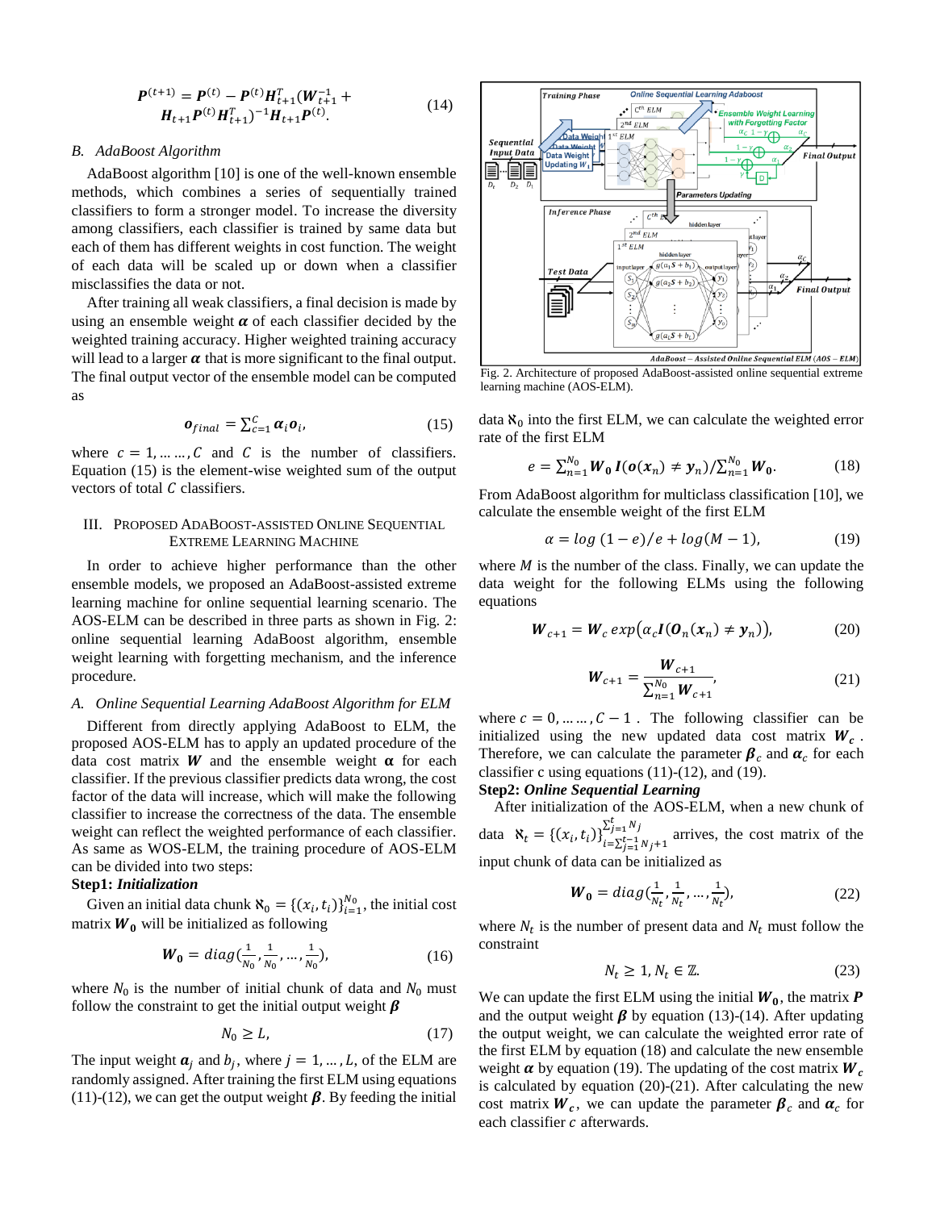$$\boldsymbol{P}^{(t+1)} = \boldsymbol{P}^{(t)} - \boldsymbol{P}^{(t)}\boldsymbol{H}_{t+1}^{T}(\boldsymbol{W}_{t+1}^{-1} + \boldsymbol{H}_{t+1}\boldsymbol{P}^{(t)}\boldsymbol{H}_{t+1}^{T})^{-1}\boldsymbol{H}_{t+1}\boldsymbol{P}^{(t)}. \tag{14}$$

### B. AdaBoost Algorithm

AdaBoost algorithm [10] is one of the well-known ensemble methods, which combines a series of sequentially trained classifiers to form a stronger model. To increase the diversity among classifiers, each classifier is trained by same data but each of them has different weights in cost function. The weight of each data will be scaled up or down when a classifier misclassifies the data or not.

After training all weak classifiers, a final decision is made by using an ensemble weight $\boldsymbol{\alpha}$ of each classifier decided by the weighted training accuracy. Higher weighted training accuracy will lead to a larger $\boldsymbol{\alpha}$ that is more significant to the final output. The final output vector of the ensemble model can be computed as

$$\boldsymbol{o}_{final} = \sum_{c=1}^{C} \boldsymbol{\alpha}_i \boldsymbol{o}_i, \tag{15}$$

where $c = 1, \dots\dots, C$ and $C$ is the number of classifiers. Equation (15) is the element-wise weighted sum of the output vectors of total $C$ classifiers.

## III. Proposed AdaBoost-Assisted Online Sequential Extreme Learning Machine

In order to achieve higher performance than the other ensemble models, we proposed an AdaBoost-assisted extreme learning machine for online sequential learning scenario. The AOS-ELM can be described in three parts as shown in Fig. 2: online sequential learning AdaBoost algorithm, ensemble weight learning with forgetting mechanism, and the inference procedure.

### A. Online Sequential Learning AdaBoost Algorithm for ELM

Different from directly applying AdaBoost to ELM, the proposed AOS-ELM has to apply an updated procedure of the data cost matrix $\boldsymbol{W}$ and the ensemble weight $\boldsymbol{\alpha}$ for each classifier. If the previous classifier predicts data wrong, the cost factor of the data will increase, which will make the following classifier to increase the correctness of the data. The ensemble weight can reflect the weighted performance of each classifier. As same as WOS-ELM, the training procedure of AOS-ELM can be divided into two steps:

**Step1:** ***Initialization***

Given an initial data chunk $\aleph_0 = \{(x_i, t_i)\}_{i=1}^{N_0}$, the initial cost matrix $\boldsymbol{W_0}$ will be initialized as following

$$\boldsymbol{W_0} = diag(\tfrac{1}{N_0}, \tfrac{1}{N_0}, \dots, \tfrac{1}{N_0}), \tag{16}$$

where $N_0$ is the number of initial chunk of data and $N_0$ must follow the constraint to get the initial output weight $\boldsymbol{\beta}$

$$N_0 \geq L, \tag{17}$$

The input weight $\boldsymbol{a}_j$ and $b_j$, where $j = 1, \dots, L$, of the ELM are randomly assigned. After training the first ELM using equations (11)-(12), we can get the output weight $\boldsymbol{\beta}$. By feeding the initial data $\aleph_0$ into the first ELM, we can calculate the weighted error rate of the first ELM

Fig. 2. Architecture of proposed AdaBoost-assisted online sequential extreme learning machine (AOS-ELM).

$$e = \sum_{n=1}^{N_0} \boldsymbol{W_0}\boldsymbol{I}(\boldsymbol{o}(\boldsymbol{x}_n) \neq \boldsymbol{y}_n) / \sum_{n=1}^{N_0} \boldsymbol{W_0}. \tag{18}$$

From AdaBoost algorithm for multiclass classification [10], we calculate the ensemble weight of the first ELM

$$\alpha = log\,(1-e)/e + log(M-1), \tag{19}$$

where $M$ is the number of the class. Finally, we can update the data weight for the following ELMs using the following equations

$$\boldsymbol{W}_{c+1} = \boldsymbol{W}_c\, exp\big(\alpha_c \boldsymbol{I}(\boldsymbol{O}_n(\boldsymbol{x}_n) \neq \boldsymbol{y}_n)\big), \tag{20}$$

$$\boldsymbol{W}_{c+1} = \frac{\boldsymbol{W}_{c+1}}{\sum_{n=1}^{N_0} \boldsymbol{W}_{c+1}}, \tag{21}$$

where $c = 0, \dots\dots, C-1$. The following classifier can be initialized using the new updated data cost matrix $\boldsymbol{W_c}$. Therefore, we can calculate the parameter $\boldsymbol{\beta}_c$ and $\boldsymbol{\alpha}_c$ for each classifier c using equations (11)-(12), and (19).

**Step2:** ***Online Sequential Learning***

After initialization of the AOS-ELM, when a new chunk of data $\aleph_t = \{(x_i, t_i)\}_{i=\sum_{j=1}^{t-1} N_j + 1}^{\sum_{j=1}^{t} N_j}$ arrives, the cost matrix of the input chunk of data can be initialized as

$$\boldsymbol{W_0} = diag(\tfrac{1}{N_t}, \tfrac{1}{N_t}, \dots, \tfrac{1}{N_t}), \tag{22}$$

where $N_t$ is the number of present data and $N_t$ must follow the constraint

$$N_t \geq 1, N_t \in \mathbb{Z}. \tag{23}$$

We can update the first ELM using the initial $\boldsymbol{W_0}$, the matrix $\boldsymbol{P}$ and the output weight $\boldsymbol{\beta}$ by equation (13)-(14). After updating the output weight, we can calculate the weighted error rate of the first ELM by equation (18) and calculate the new ensemble weight $\boldsymbol{\alpha}$ by equation (19). The updating of the cost matrix $\boldsymbol{W_c}$ is calculated by equation (20)-(21). After calculating the new cost matrix $\boldsymbol{W_c}$, we can update the parameter $\boldsymbol{\beta}_c$ and $\boldsymbol{\alpha}_c$ for each classifier $c$ afterwards.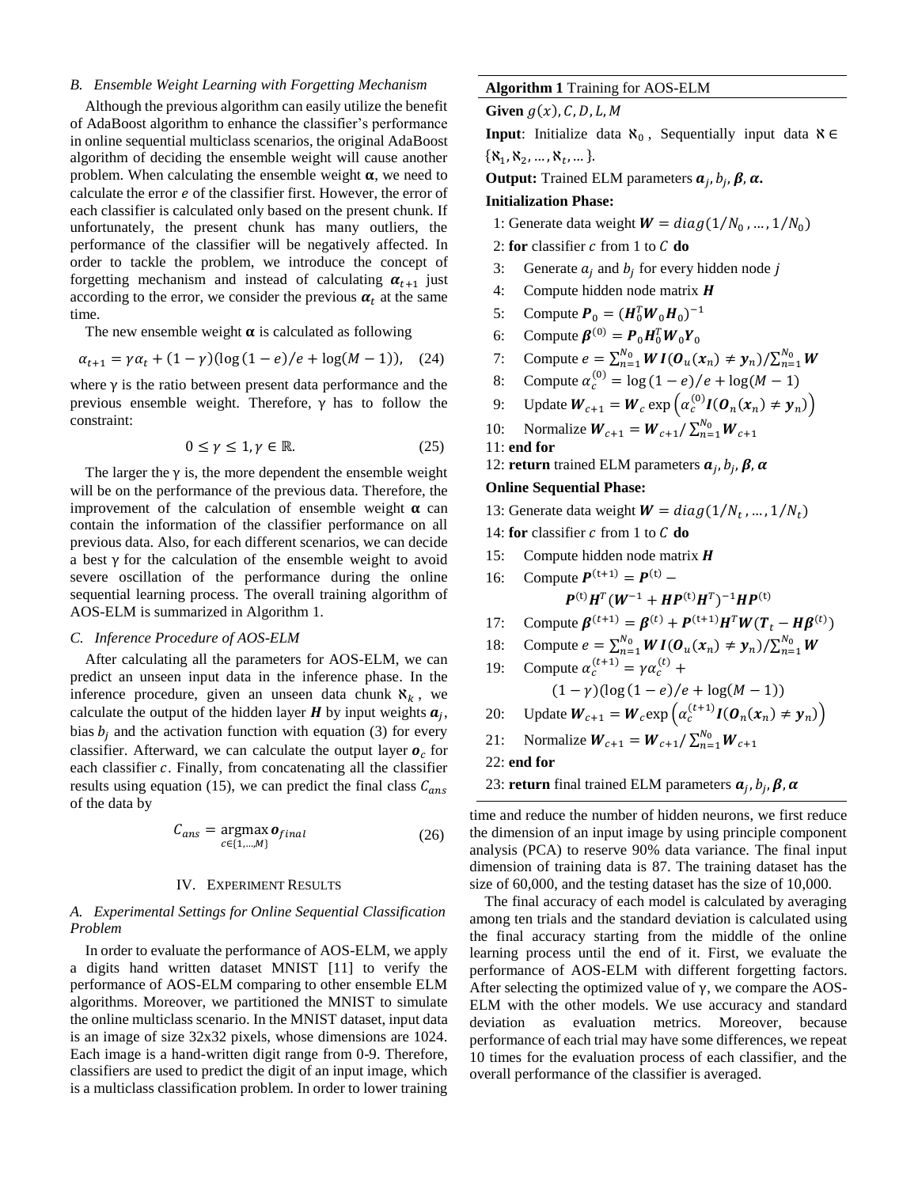### B. Ensemble Weight Learning with Forgetting Mechanism

Although the previous algorithm can easily utilize the benefit of AdaBoost algorithm to enhance the classifier's performance in online sequential multiclass scenarios, the original AdaBoost algorithm of deciding the ensemble weight will cause another problem. When calculating the ensemble weight $\boldsymbol{\alpha}$, we need to calculate the error $e$ of the classifier first. However, the error of each classifier is calculated only based on the present chunk. If unfortunately, the present chunk has many outliers, the performance of the classifier will be negatively affected. In order to tackle the problem, we introduce the concept of forgetting mechanism and instead of calculating $\boldsymbol{\alpha}_{t+1}$ just according to the error, we consider the previous $\boldsymbol{\alpha}_t$ at the same time.

The new ensemble weight $\boldsymbol{\alpha}$ is calculated as following

$$\alpha_{t+1} = \gamma\alpha_t + (1-\gamma)(\log(1-e)/e + \log(M-1)), \quad (24)$$

where $\gamma$ is the ratio between present data performance and the previous ensemble weight. Therefore, $\gamma$ has to follow the constraint:

$$0 \le \gamma \le 1, \gamma \in \mathbb{R}. \quad (25)$$

The larger the $\gamma$ is, the more dependent the ensemble weight will be on the performance of the previous data. Therefore, the improvement of the calculation of ensemble weight $\boldsymbol{\alpha}$ can contain the information of the classifier performance on all previous data. Also, for each different scenarios, we can decide a best $\gamma$ for the calculation of the ensemble weight to avoid severe oscillation of the performance during the online sequential learning process. The overall training algorithm of AOS-ELM is summarized in Algorithm 1.

### C. Inference Procedure of AOS-ELM

After calculating all the parameters for AOS-ELM, we can predict an unseen input data in the inference phase. In the inference procedure, given an unseen data chunk $\aleph_k$, we calculate the output of the hidden layer $\boldsymbol{H}$ by input weights $\boldsymbol{a}_j$, bias $b_j$ and the activation function with equation (3) for every classifier. Afterward, we can calculate the output layer $\boldsymbol{o}_c$ for each classifier $c$. Finally, from concatenating all the classifier results using equation (15), we can predict the final class $C_{ans}$ of the data by

$$C_{ans} = \underset{c\in\{1,\ldots,M\}}{\operatorname{argmax}}\, \boldsymbol{o}_{final} \quad (26)$$

**Algorithm 1** Training for AOS-ELM

**Given** $g(x), C, D, L, M$

**Input**: Initialize data $\aleph_0$, Sequentially input data $\aleph \in \{\aleph_1, \aleph_2, \ldots, \aleph_t, \ldots\}$.

**Output:** Trained ELM parameters $\boldsymbol{a}_j, b_j, \boldsymbol{\beta}, \boldsymbol{\alpha}$.

**Initialization Phase:**

1: Generate data weight $\boldsymbol{W} = diag(1/N_0, \ldots, 1/N_0)$
2: **for** classifier $c$ from 1 to $C$ **do**
3: Generate $a_j$ and $b_j$ for every hidden node $j$
4: Compute hidden node matrix $\boldsymbol{H}$
5: Compute $\boldsymbol{P}_0 = (\boldsymbol{H}_0^T \boldsymbol{W}_0 \boldsymbol{H}_0)^{-1}$
6: Compute $\boldsymbol{\beta}^{(0)} = \boldsymbol{P}_0 \boldsymbol{H}_0^T \boldsymbol{W}_0 \boldsymbol{Y}_0$
7: Compute $e = \sum_{n=1}^{N_0} \boldsymbol{W}\boldsymbol{I}(\boldsymbol{O}_u(\boldsymbol{x}_n) \neq \boldsymbol{y}_n) / \sum_{n=1}^{N_0} \boldsymbol{W}$
8: Compute $\alpha_c^{(0)} = \log(1-e)/e + \log(M-1)$
9: Update $\boldsymbol{W}_{c+1} = \boldsymbol{W}_c \exp\left(\alpha_c^{(0)} \boldsymbol{I}(\boldsymbol{O}_n(\boldsymbol{x}_n) \neq \boldsymbol{y}_n)\right)$
10: Normalize $\boldsymbol{W}_{c+1} = \boldsymbol{W}_{c+1} / \sum_{n=1}^{N_0} \boldsymbol{W}_{c+1}$
11: **end for**
12: **return** trained ELM parameters $\boldsymbol{a}_j, b_j, \boldsymbol{\beta}, \boldsymbol{\alpha}$

**Online Sequential Phase:**

13: Generate data weight $\boldsymbol{W} = diag(1/N_t, \ldots, 1/N_t)$
14: **for** classifier $c$ from 1 to $C$ **do**
15: Compute hidden node matrix $\boldsymbol{H}$
16: Compute $\boldsymbol{P}^{(t+1)} = \boldsymbol{P}^{(t)} - \boldsymbol{P}^{(t)} \boldsymbol{H}^T (\boldsymbol{W}^{-1} + \boldsymbol{H}\boldsymbol{P}^{(t)} \boldsymbol{H}^T)^{-1} \boldsymbol{H}\boldsymbol{P}^{(t)}$
17: Compute $\boldsymbol{\beta}^{(t+1)} = \boldsymbol{\beta}^{(t)} + \boldsymbol{P}^{(t+1)} \boldsymbol{H}^T \boldsymbol{W} (\boldsymbol{T}_t - \boldsymbol{H}\boldsymbol{\beta}^{(t)})$
18: Compute $e = \sum_{n=1}^{N_0} \boldsymbol{W}\boldsymbol{I}(\boldsymbol{O}_u(\boldsymbol{x}_n) \neq \boldsymbol{y}_n) / \sum_{n=1}^{N_0} \boldsymbol{W}$
19: Compute $\alpha_c^{(t+1)} = \gamma\alpha_c^{(t)} + (1-\gamma)(\log(1-e)/e + \log(M-1))$
20: Update $\boldsymbol{W}_{c+1} = \boldsymbol{W}_c \exp\left(\alpha_c^{(t+1)} \boldsymbol{I}(\boldsymbol{O}_n(\boldsymbol{x}_n) \neq \boldsymbol{y}_n)\right)$
21: Normalize $\boldsymbol{W}_{c+1} = \boldsymbol{W}_{c+1} / \sum_{n=1}^{N_0} \boldsymbol{W}_{c+1}$
22: **end for**
23: **return** final trained ELM parameters $\boldsymbol{a}_j, b_j, \boldsymbol{\beta}, \boldsymbol{\alpha}$

## IV. Experiment Results

### A. Experimental Settings for Online Sequential Classification Problem

In order to evaluate the performance of AOS-ELM, we apply a digits hand written dataset MNIST [11] to verify the performance of AOS-ELM comparing to other ensemble ELM algorithms. Moreover, we partitioned the MNIST to simulate the online multiclass scenario. In the MNIST dataset, input data is an image of size 32x32 pixels, whose dimensions are 1024. Each image is a hand-written digit range from 0-9. Therefore, classifiers are used to predict the digit of an input image, which is a multiclass classification problem. In order to lower training time and reduce the number of hidden neurons, we first reduce the dimension of an input image by using principle component analysis (PCA) to reserve 90% data variance. The final input dimension of training data is 87. The training dataset has the size of 60,000, and the testing dataset has the size of 10,000.

The final accuracy of each model is calculated by averaging among ten trials and the standard deviation is calculated using the final accuracy starting from the middle of the online learning process until the end of it. First, we evaluate the performance of AOS-ELM with different forgetting factors. After selecting the optimized value of $\gamma$, we compare the AOS-ELM with the other models. We use accuracy and standard deviation as evaluation metrics. Moreover, because performance of each trial may have some differences, we repeat 10 times for the evaluation process of each classifier, and the overall performance of the classifier is averaged.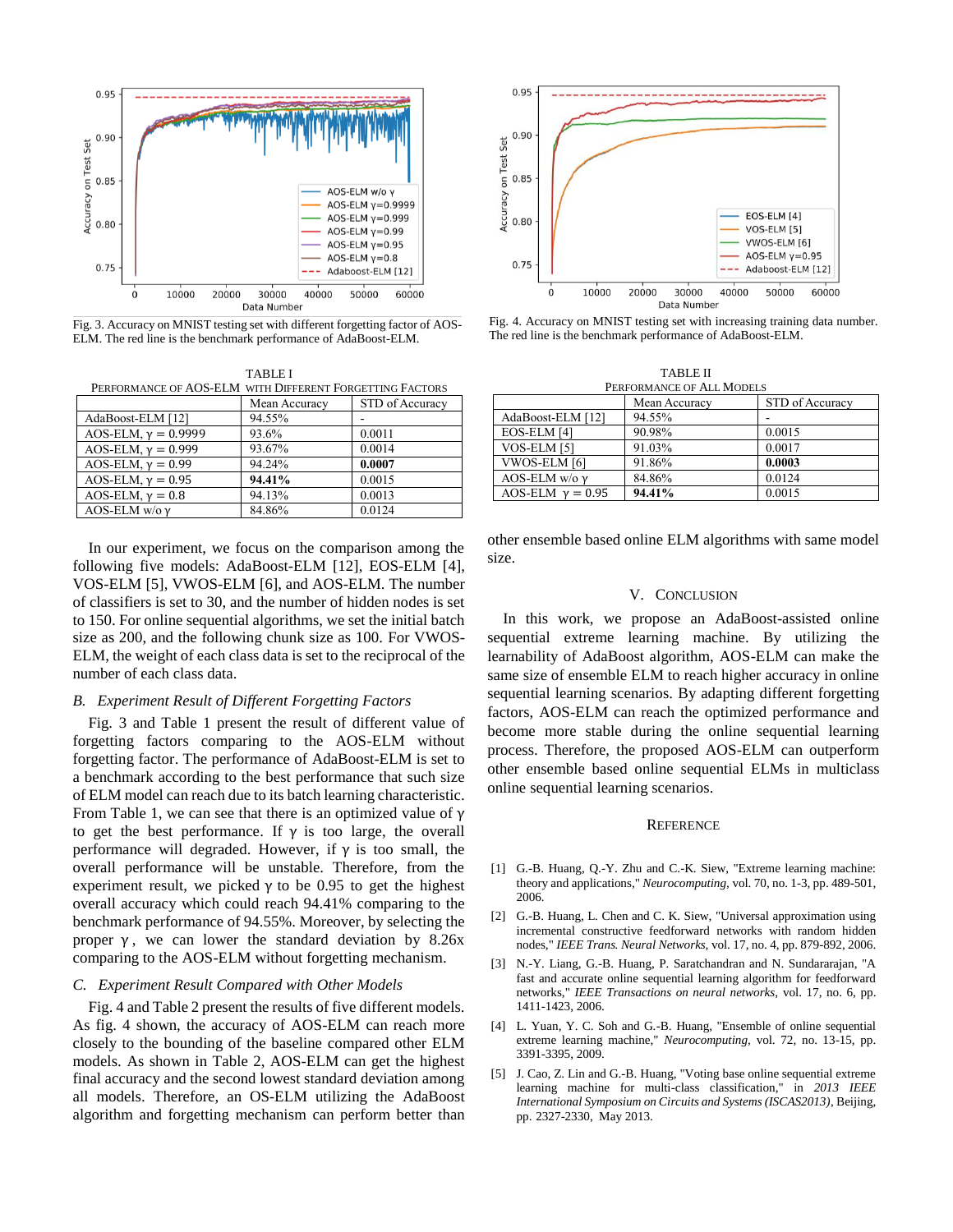Fig. 3. Accuracy on MNIST testing set with different forgetting factor of AOS-ELM. The red line is the benchmark performance of AdaBoost-ELM.

Fig. 4. Accuracy on MNIST testing set with increasing training data number. The red line is the benchmark performance of AdaBoost-ELM.

TABLE I
PERFORMANCE OF AOS-ELM WITH DIFFERENT FORGETTING FACTORS

| | Mean Accuracy | STD of Accuracy |
|---|---|---|
| AdaBoost-ELM [12] | 94.55% | - |
| AOS-ELM, $\gamma = 0.9999$ | 93.6% | 0.0011 |
| AOS-ELM, $\gamma = 0.999$ | 93.67% | 0.0014 |
| AOS-ELM, $\gamma = 0.99$ | 94.24% | **0.0007** |
| AOS-ELM, $\gamma = 0.95$ | **94.41%** | 0.0015 |
| AOS-ELM, $\gamma = 0.8$ | 94.13% | 0.0013 |
| AOS-ELM w/o $\gamma$ | 84.86% | 0.0124 |

TABLE II
PERFORMANCE OF ALL MODELS

| | Mean Accuracy | STD of Accuracy |
|---|---|---|
| AdaBoost-ELM [12] | 94.55% | - |
| EOS-ELM [4] | 90.98% | 0.0015 |
| VOS-ELM [5] | 91.03% | 0.0017 |
| VWOS-ELM [6] | 91.86% | **0.0003** |
| AOS-ELM w/o $\gamma$ | 84.86% | 0.0124 |
| AOS-ELM $\gamma = 0.95$ | **94.41%** | 0.0015 |

In our experiment, we focus on the comparison among the following five models: AdaBoost-ELM [12], EOS-ELM [4], VOS-ELM [5], VWOS-ELM [6], and AOS-ELM. The number of classifiers is set to 30, and the number of hidden nodes is set to 150. For online sequential algorithms, we set the initial batch size as 200, and the following chunk size as 100. For VWOS-ELM, the weight of each class data is set to the reciprocal of the number of each class data.

### *B. Experiment Result of Different Forgetting Factors*

Fig. 3 and Table 1 present the result of different value of forgetting factors comparing to the AOS-ELM without forgetting factor. The performance of AdaBoost-ELM is set to a benchmark according to the best performance that such size of ELM model can reach due to its batch learning characteristic. From Table 1, we can see that there is an optimized value of $\gamma$ to get the best performance. If $\gamma$ is too large, the overall performance will degraded. However, if $\gamma$ is too small, the overall performance will be unstable. Therefore, from the experiment result, we picked $\gamma$ to be 0.95 to get the highest overall accuracy which could reach 94.41% comparing to the benchmark performance of 94.55%. Moreover, by selecting the proper $\gamma$, we can lower the standard deviation by 8.26x comparing to the AOS-ELM without forgetting mechanism.

### *C. Experiment Result Compared with Other Models*

Fig. 4 and Table 2 present the results of five different models. As fig. 4 shown, the accuracy of AOS-ELM can reach more closely to the bounding of the baseline compared other ELM models. As shown in Table 2, AOS-ELM can get the highest final accuracy and the second lowest standard deviation among all models. Therefore, an OS-ELM utilizing the AdaBoost algorithm and forgetting mechanism can perform better than other ensemble based online ELM algorithms with same model size.

## V. CONCLUSION

In this work, we propose an AdaBoost-assisted online sequential extreme learning machine. By utilizing the learnability of AdaBoost algorithm, AOS-ELM can make the same size of ensemble ELM to reach higher accuracy in online sequential learning scenarios. By adapting different forgetting factors, AOS-ELM can reach the optimized performance and become more stable during the online sequential learning process. Therefore, the proposed AOS-ELM can outperform other ensemble based online sequential ELMs in multiclass online sequential learning scenarios.

## REFERENCE

[1] G.-B. Huang, Q.-Y. Zhu and C.-K. Siew, "Extreme learning machine: theory and applications," *Neurocomputing*, vol. 70, no. 1-3, pp. 489-501, 2006.

[2] G.-B. Huang, L. Chen and C. K. Siew, "Universal approximation using incremental constructive feedforward networks with random hidden nodes," *IEEE Trans. Neural Networks*, vol. 17, no. 4, pp. 879-892, 2006.

[3] N.-Y. Liang, G.-B. Huang, P. Saratchandran and N. Sundararajan, "A fast and accurate online sequential learning algorithm for feedforward networks," *IEEE Transactions on neural networks*, vol. 17, no. 6, pp. 1411-1423, 2006.

[4] L. Yuan, Y. C. Soh and G.-B. Huang, "Ensemble of online sequential extreme learning machine," *Neurocomputing*, vol. 72, no. 13-15, pp. 3391-3395, 2009.

[5] J. Cao, Z. Lin and G.-B. Huang, "Voting base online sequential extreme learning machine for multi-class classification," in *2013 IEEE International Symposium on Circuits and Systems (ISCAS2013)*, Beijing, pp. 2327-2330, May 2013.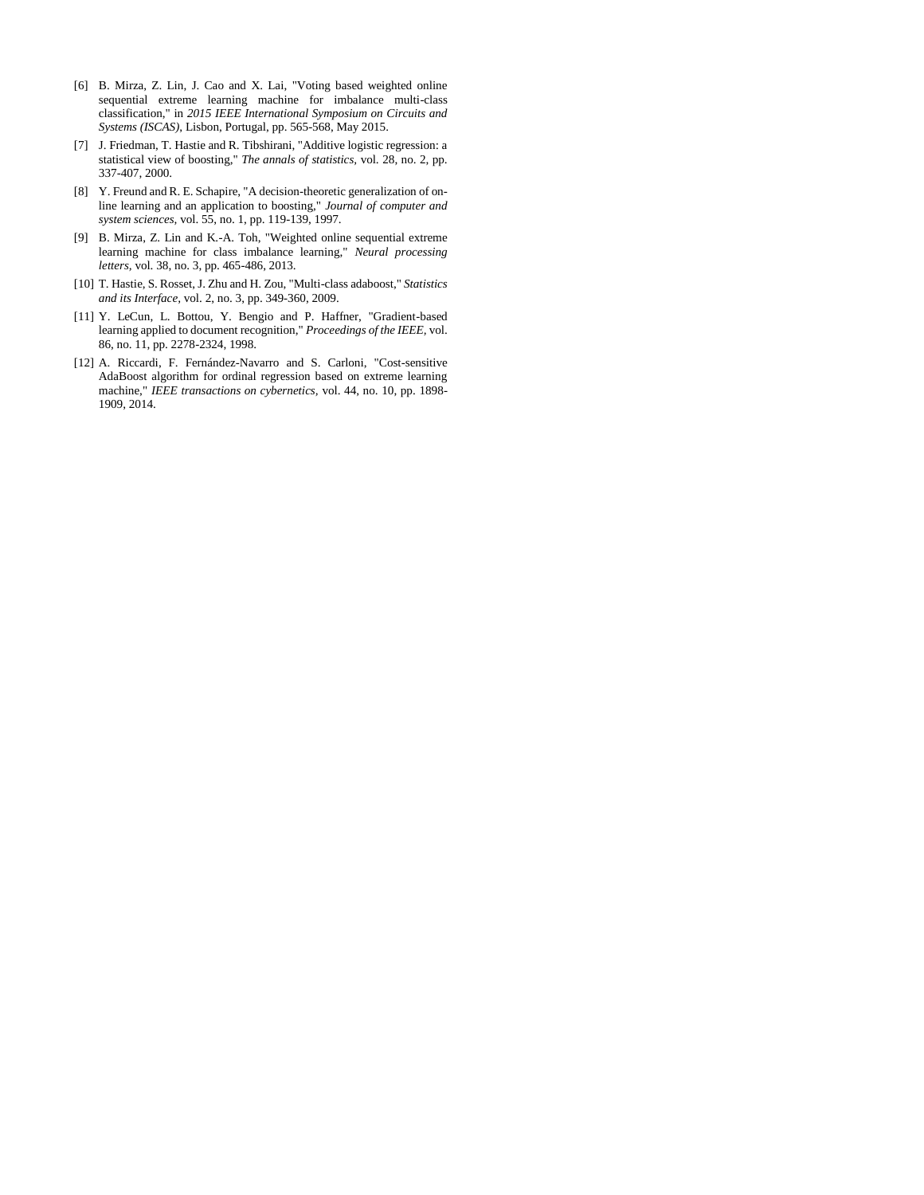[6] B. Mirza, Z. Lin, J. Cao and X. Lai, "Voting based weighted online sequential extreme learning machine for imbalance multi-class classification," in *2015 IEEE International Symposium on Circuits and Systems (ISCAS)*, Lisbon, Portugal, pp. 565-568, May 2015.

[7] J. Friedman, T. Hastie and R. Tibshirani, "Additive logistic regression: a statistical view of boosting," *The annals of statistics,* vol. 28, no. 2, pp. 337-407, 2000.

[8] Y. Freund and R. E. Schapire, "A decision-theoretic generalization of on-line learning and an application to boosting," *Journal of computer and system sciences,* vol. 55, no. 1, pp. 119-139, 1997.

[9] B. Mirza, Z. Lin and K.-A. Toh, "Weighted online sequential extreme learning machine for class imbalance learning," *Neural processing letters,* vol. 38, no. 3, pp. 465-486, 2013.

[10] T. Hastie, S. Rosset, J. Zhu and H. Zou, "Multi-class adaboost," *Statistics and its Interface,* vol. 2, no. 3, pp. 349-360, 2009.

[11] Y. LeCun, L. Bottou, Y. Bengio and P. Haffner, "Gradient-based learning applied to document recognition," *Proceedings of the IEEE,* vol. 86, no. 11, pp. 2278-2324, 1998.

[12] A. Riccardi, F. Fernández-Navarro and S. Carloni, "Cost-sensitive AdaBoost algorithm for ordinal regression based on extreme learning machine," *IEEE transactions on cybernetics,* vol. 44, no. 10, pp. 1898-1909, 2014.